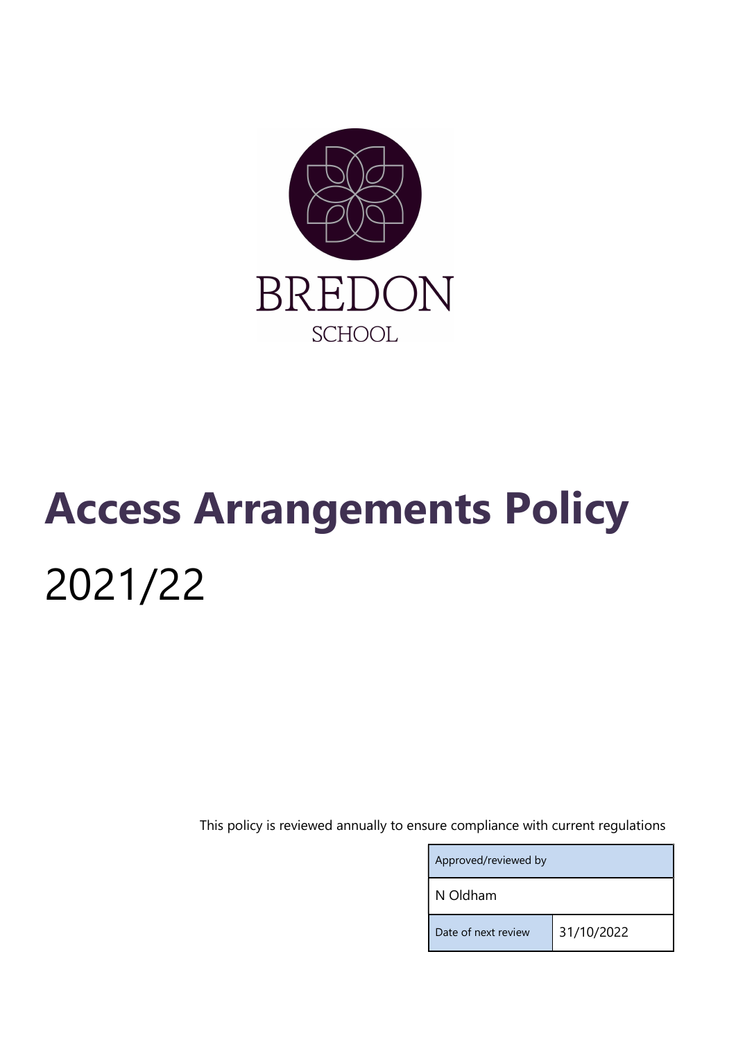BREDON

SCHOOL

# Access Arrangements Policy

2021/22

This policy is reviewed annually to ensure compliance with current regulations

| Approved/reviewed by | |
|---|---|
| N Oldham | |
| Date of next review | 31/10/2022 |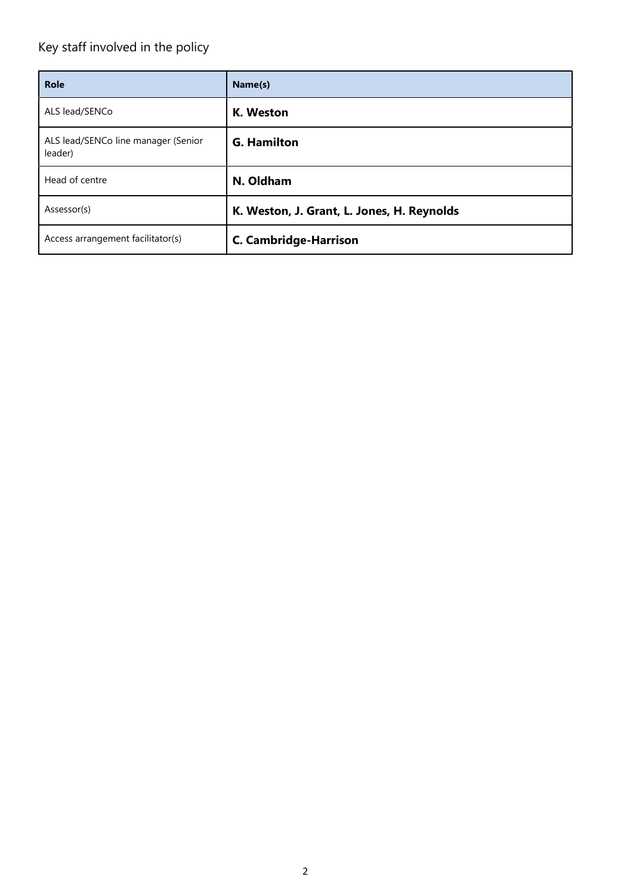Key staff involved in the policy

| Role | Name(s) |
| --- | --- |
| ALS lead/SENCo | **K. Weston** |
| ALS lead/SENCo line manager (Senior leader) | **G. Hamilton** |
| Head of centre | **N. Oldham** |
| Assessor(s) | **K. Weston, J. Grant, L. Jones, H. Reynolds** |
| Access arrangement facilitator(s) | **C. Cambridge-Harrison** |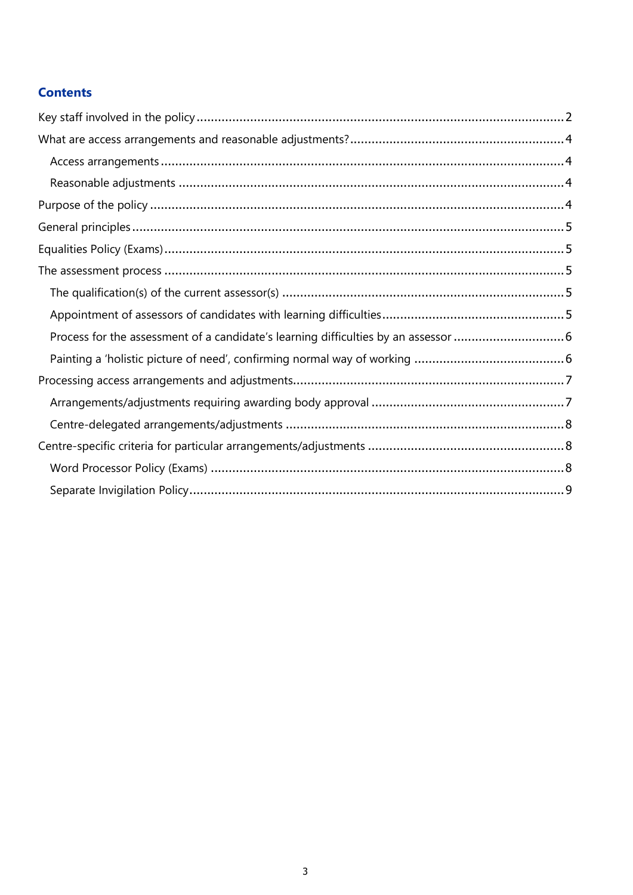## Contents

- Key staff involved in the policy .......... 2
- What are access arrangements and reasonable adjustments? .......... 4
  - Access arrangements .......... 4
  - Reasonable adjustments .......... 4
- Purpose of the policy .......... 4
- General principles .......... 5
- Equalities Policy (Exams) .......... 5
- The assessment process .......... 5
  - The qualification(s) of the current assessor(s) .......... 5
  - Appointment of assessors of candidates with learning difficulties .......... 5
  - Process for the assessment of a candidate's learning difficulties by an assessor .......... 6
  - Painting a 'holistic picture of need', confirming normal way of working .......... 6
- Processing access arrangements and adjustments .......... 7
  - Arrangements/adjustments requiring awarding body approval .......... 7
  - Centre-delegated arrangements/adjustments .......... 8
- Centre-specific criteria for particular arrangements/adjustments .......... 8
  - Word Processor Policy (Exams) .......... 8
  - Separate Invigilation Policy .......... 9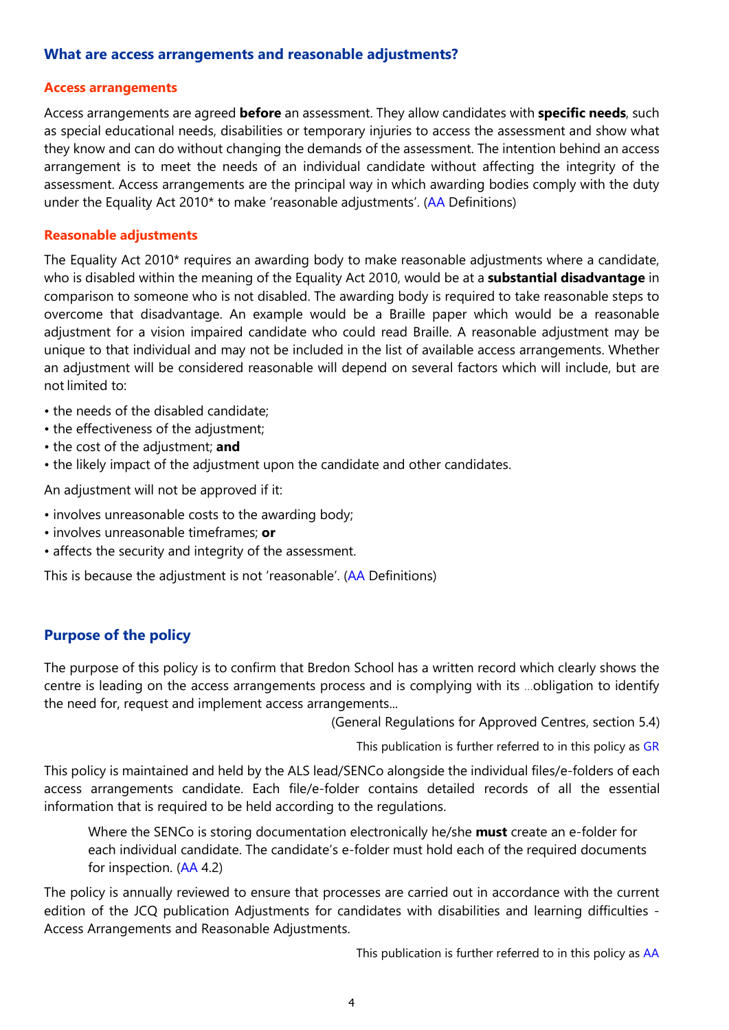## What are access arrangements and reasonable adjustments?

### Access arrangements

Access arrangements are agreed **before** an assessment. They allow candidates with **specific needs**, such as special educational needs, disabilities or temporary injuries to access the assessment and show what they know and can do without changing the demands of the assessment. The intention behind an access arrangement is to meet the needs of an individual candidate without affecting the integrity of the assessment. Access arrangements are the principal way in which awarding bodies comply with the duty under the Equality Act 2010* to make 'reasonable adjustments'. (AA Definitions)

### Reasonable adjustments

The Equality Act 2010* requires an awarding body to make reasonable adjustments where a candidate, who is disabled within the meaning of the Equality Act 2010, would be at a **substantial disadvantage** in comparison to someone who is not disabled. The awarding body is required to take reasonable steps to overcome that disadvantage. An example would be a Braille paper which would be a reasonable adjustment for a vision impaired candidate who could read Braille. A reasonable adjustment may be unique to that individual and may not be included in the list of available access arrangements. Whether an adjustment will be considered reasonable will depend on several factors which will include, but are not limited to:

- the needs of the disabled candidate;
- the effectiveness of the adjustment;
- the cost of the adjustment; **and**
- the likely impact of the adjustment upon the candidate and other candidates.

An adjustment will not be approved if it:

- involves unreasonable costs to the awarding body;
- involves unreasonable timeframes; **or**
- affects the security and integrity of the assessment.

This is because the adjustment is not 'reasonable'. (AA Definitions)

## Purpose of the policy

The purpose of this policy is to confirm that Bredon School has a written record which clearly shows the centre is leading on the access arrangements process and is complying with its ...obligation to identify the need for, request and implement access arrangements...

(General Regulations for Approved Centres, section 5.4)

This publication is further referred to in this policy as GR

This policy is maintained and held by the ALS lead/SENCo alongside the individual files/e-folders of each access arrangements candidate. Each file/e-folder contains detailed records of all the essential information that is required to be held according to the regulations.

> Where the SENCo is storing documentation electronically he/she **must** create an e-folder for each individual candidate. The candidate's e-folder must hold each of the required documents for inspection. (AA 4.2)

The policy is annually reviewed to ensure that processes are carried out in accordance with the current edition of the JCQ publication Adjustments for candidates with disabilities and learning difficulties - Access Arrangements and Reasonable Adjustments.

This publication is further referred to in this policy as AA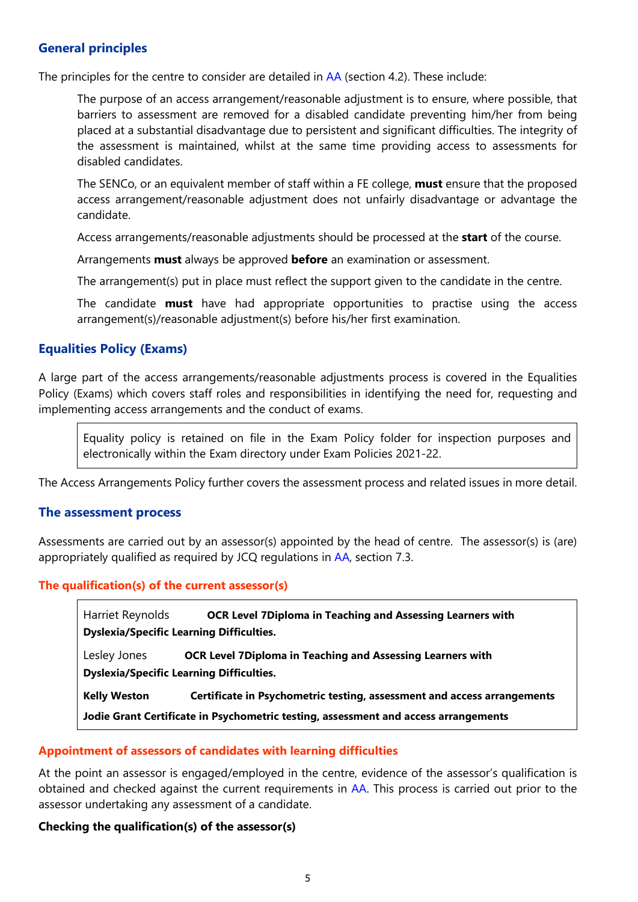## General principles

The principles for the centre to consider are detailed in AA (section 4.2). These include:

> The purpose of an access arrangement/reasonable adjustment is to ensure, where possible, that barriers to assessment are removed for a disabled candidate preventing him/her from being placed at a substantial disadvantage due to persistent and significant difficulties. The integrity of the assessment is maintained, whilst at the same time providing access to assessments for disabled candidates.
>
> The SENCo, or an equivalent member of staff within a FE college, **must** ensure that the proposed access arrangement/reasonable adjustment does not unfairly disadvantage or advantage the candidate.
>
> Access arrangements/reasonable adjustments should be processed at the **start** of the course.
>
> Arrangements **must** always be approved **before** an examination or assessment.
>
> The arrangement(s) put in place must reflect the support given to the candidate in the centre.
>
> The candidate **must** have had appropriate opportunities to practise using the access arrangement(s)/reasonable adjustment(s) before his/her first examination.

## Equalities Policy (Exams)

A large part of the access arrangements/reasonable adjustments process is covered in the Equalities Policy (Exams) which covers staff roles and responsibilities in identifying the need for, requesting and implementing access arrangements and the conduct of exams.

> Equality policy is retained on file in the Exam Policy folder for inspection purposes and electronically within the Exam directory under Exam Policies 2021-22.

The Access Arrangements Policy further covers the assessment process and related issues in more detail.

## The assessment process

Assessments are carried out by an assessor(s) appointed by the head of centre. The assessor(s) is (are) appropriately qualified as required by JCQ regulations in AA, section 7.3.

### The qualification(s) of the current assessor(s)

> Harriet Reynolds **OCR Level 7Diploma in Teaching and Assessing Learners with Dyslexia/Specific Learning Difficulties.**
>
> Lesley Jones **OCR Level 7Diploma in Teaching and Assessing Learners with Dyslexia/Specific Learning Difficulties.**
>
> **Kelly Weston Certificate in Psychometric testing, assessment and access arrangements**
>
> **Jodie Grant Certificate in Psychometric testing, assessment and access arrangements**

### Appointment of assessors of candidates with learning difficulties

At the point an assessor is engaged/employed in the centre, evidence of the assessor's qualification is obtained and checked against the current requirements in AA. This process is carried out prior to the assessor undertaking any assessment of a candidate.

**Checking the qualification(s) of the assessor(s)**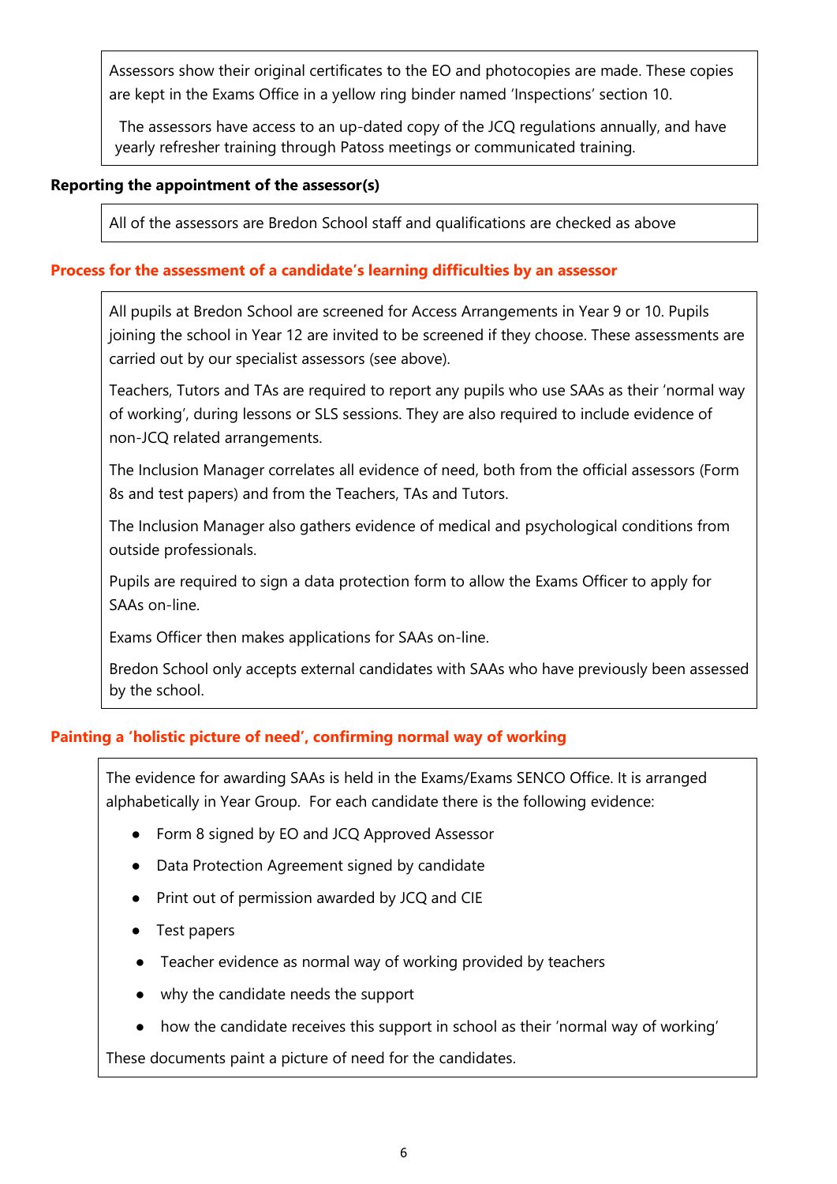Assessors show their original certificates to the EO and photocopies are made. These copies are kept in the Exams Office in a yellow ring binder named 'Inspections' section 10.

The assessors have access to an up-dated copy of the JCQ regulations annually, and have yearly refresher training through Patoss meetings or communicated training.

**Reporting the appointment of the assessor(s)**

All of the assessors are Bredon School staff and qualifications are checked as above

## Process for the assessment of a candidate's learning difficulties by an assessor

All pupils at Bredon School are screened for Access Arrangements in Year 9 or 10. Pupils joining the school in Year 12 are invited to be screened if they choose. These assessments are carried out by our specialist assessors (see above).

Teachers, Tutors and TAs are required to report any pupils who use SAAs as their 'normal way of working', during lessons or SLS sessions. They are also required to include evidence of non-JCQ related arrangements.

The Inclusion Manager correlates all evidence of need, both from the official assessors (Form 8s and test papers) and from the Teachers, TAs and Tutors.

The Inclusion Manager also gathers evidence of medical and psychological conditions from outside professionals.

Pupils are required to sign a data protection form to allow the Exams Officer to apply for SAAs on-line.

Exams Officer then makes applications for SAAs on-line.

Bredon School only accepts external candidates with SAAs who have previously been assessed by the school.

## Painting a 'holistic picture of need', confirming normal way of working

The evidence for awarding SAAs is held in the Exams/Exams SENCO Office. It is arranged alphabetically in Year Group. For each candidate there is the following evidence:

- Form 8 signed by EO and JCQ Approved Assessor
- Data Protection Agreement signed by candidate
- Print out of permission awarded by JCQ and CIE
- Test papers
- Teacher evidence as normal way of working provided by teachers
- why the candidate needs the support
- how the candidate receives this support in school as their 'normal way of working'

These documents paint a picture of need for the candidates.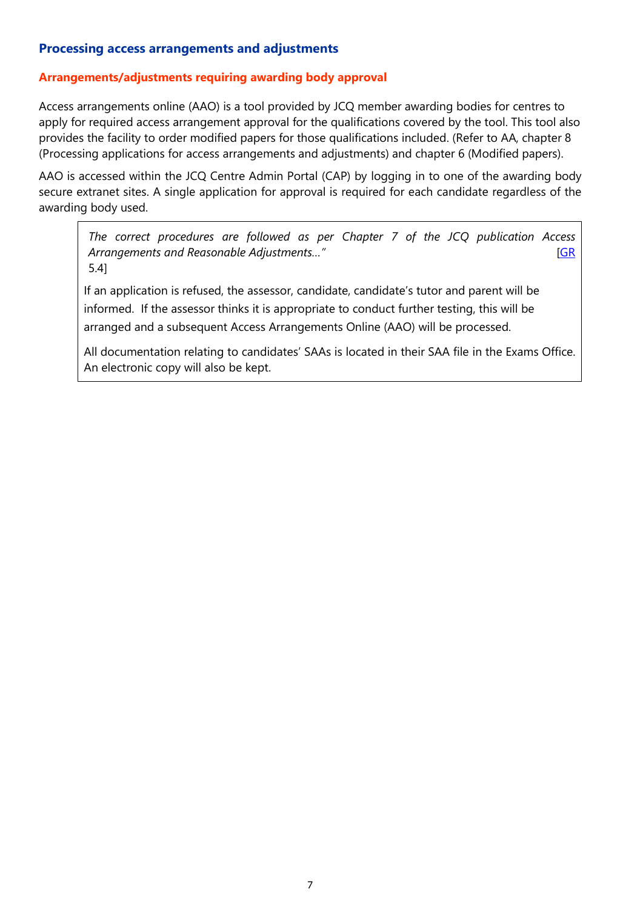## Processing access arrangements and adjustments

### Arrangements/adjustments requiring awarding body approval

Access arrangements online (AAO) is a tool provided by JCQ member awarding bodies for centres to apply for required access arrangement approval for the qualifications covered by the tool. This tool also provides the facility to order modified papers for those qualifications included. (Refer to AA, chapter 8 (Processing applications for access arrangements and adjustments) and chapter 6 (Modified papers).

AAO is accessed within the JCQ Centre Admin Portal (CAP) by logging in to one of the awarding body secure extranet sites. A single application for approval is required for each candidate regardless of the awarding body used.

> *The correct procedures are followed as per Chapter 7 of the JCQ publication Access Arrangements and Reasonable Adjustments…"* [GR 5.4]
>
> If an application is refused, the assessor, candidate, candidate's tutor and parent will be informed. If the assessor thinks it is appropriate to conduct further testing, this will be arranged and a subsequent Access Arrangements Online (AAO) will be processed.
>
> All documentation relating to candidates' SAAs is located in their SAA file in the Exams Office. An electronic copy will also be kept.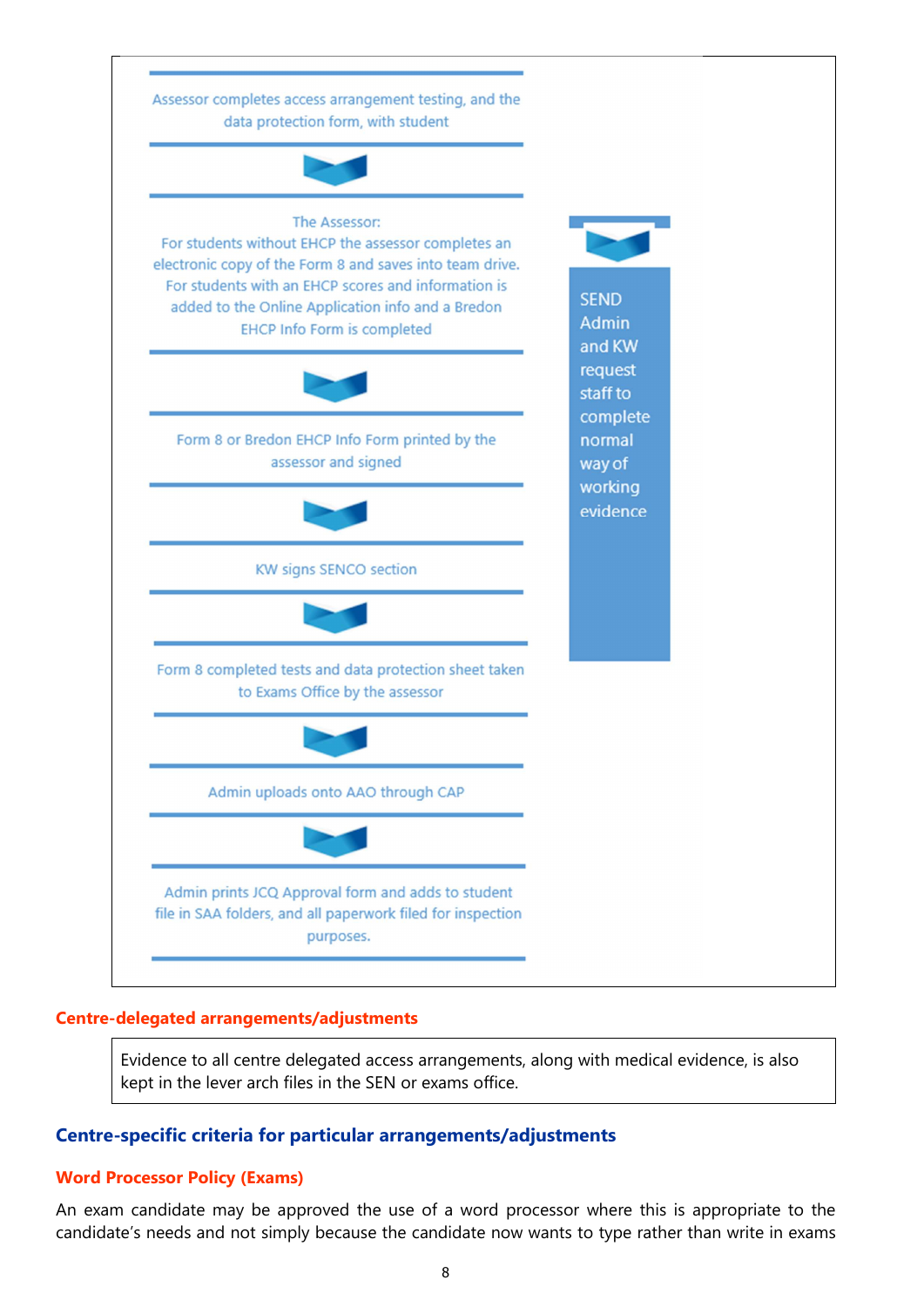Assessor completes access arrangement testing, and the data protection form, with student

↓

The Assessor:
For students without EHCP the assessor completes an electronic copy of the Form 8 and saves into team drive.
For students with an EHCP scores and information is added to the Online Application info and a Bredon EHCP Info Form is completed

↓

Form 8 or Bredon EHCP Info Form printed by the assessor and signed

↓

KW signs SENCO section

↓

Form 8 completed tests and data protection sheet taken to Exams Office by the assessor

↓

Admin uploads onto AAO through CAP

↓

Admin prints JCQ Approval form and adds to student file in SAA folders, and all paperwork filed for inspection purposes.

SEND Admin and KW request staff to complete normal way of working evidence

**Centre-delegated arrangements/adjustments**

Evidence to all centre delegated access arrangements, along with medical evidence, is also kept in the lever arch files in the SEN or exams office.

## Centre-specific criteria for particular arrangements/adjustments

**Word Processor Policy (Exams)**

An exam candidate may be approved the use of a word processor where this is appropriate to the candidate's needs and not simply because the candidate now wants to type rather than write in exams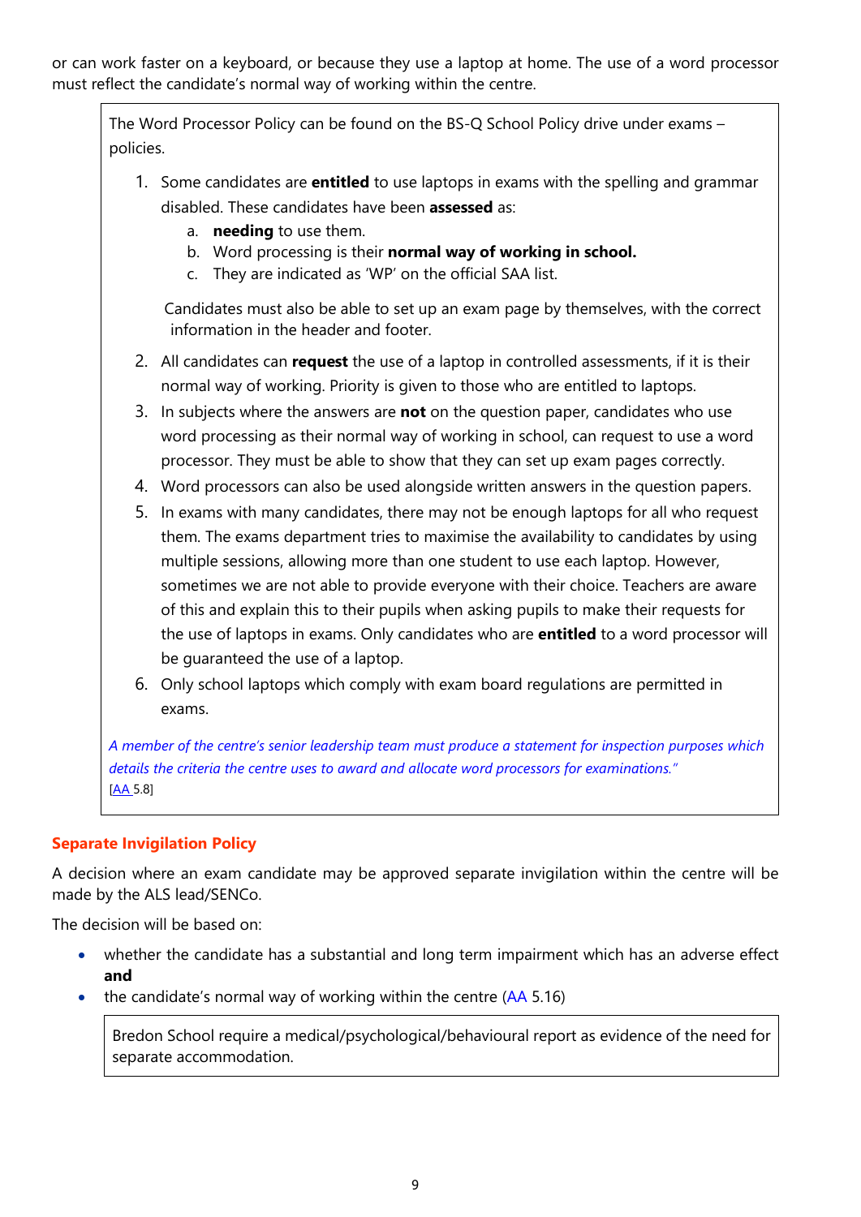or can work faster on a keyboard, or because they use a laptop at home. The use of a word processor must reflect the candidate's normal way of working within the centre.

The Word Processor Policy can be found on the BS-Q School Policy drive under exams – policies.

1. Some candidates are **entitled** to use laptops in exams with the spelling and grammar disabled. These candidates have been **assessed** as:
   a. **needing** to use them.
   b. Word processing is their **normal way of working in school.**
   c. They are indicated as 'WP' on the official SAA list.

   Candidates must also be able to set up an exam page by themselves, with the correct information in the header and footer.
2. All candidates can **request** the use of a laptop in controlled assessments, if it is their normal way of working. Priority is given to those who are entitled to laptops.
3. In subjects where the answers are **not** on the question paper, candidates who use word processing as their normal way of working in school, can request to use a word processor. They must be able to show that they can set up exam pages correctly.
4. Word processors can also be used alongside written answers in the question papers.
5. In exams with many candidates, there may not be enough laptops for all who request them. The exams department tries to maximise the availability to candidates by using multiple sessions, allowing more than one student to use each laptop. However, sometimes we are not able to provide everyone with their choice. Teachers are aware of this and explain this to their pupils when asking pupils to make their requests for the use of laptops in exams. Only candidates who are **entitled** to a word processor will be guaranteed the use of a laptop.
6. Only school laptops which comply with exam board regulations are permitted in exams.

*A member of the centre's senior leadership team must produce a statement for inspection purposes which details the criteria the centre uses to award and allocate word processors for examinations."*
[AA 5.8]

## Separate Invigilation Policy

A decision where an exam candidate may be approved separate invigilation within the centre will be made by the ALS lead/SENCo.

The decision will be based on:

- whether the candidate has a substantial and long term impairment which has an adverse effect **and**
- the candidate's normal way of working within the centre (AA 5.16)

Bredon School require a medical/psychological/behavioural report as evidence of the need for separate accommodation.